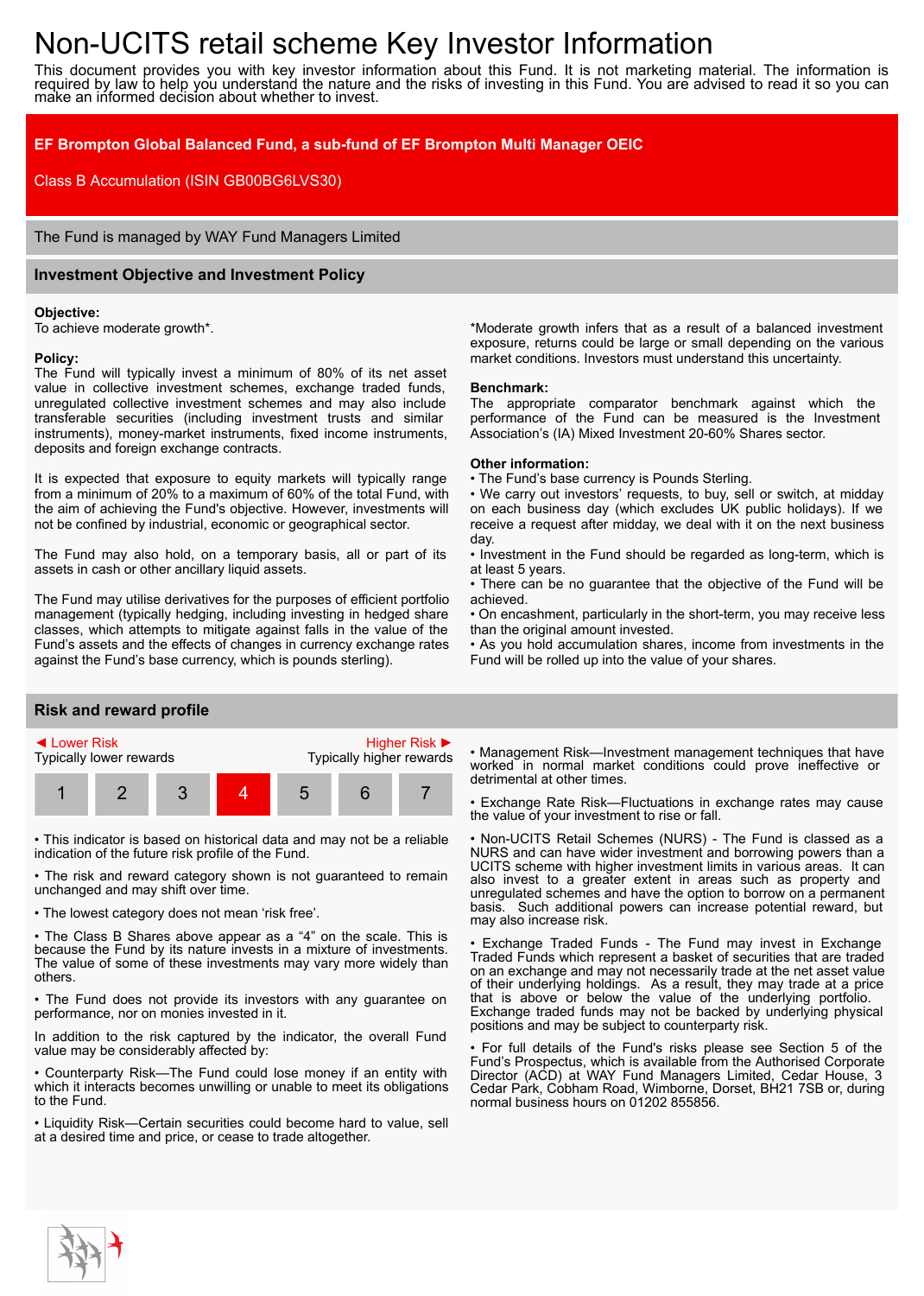# Non-UCITS retail scheme Key Investor Information

This document provides you with key investor information about this Fund. It is not marketing material. The information is required by law to help you understand the nature and the risks of investing in this Fund. You are advised to read it so you can make an informed decision about whether to invest.

**EF Brompton Global Balanced Fund, a sub-fund of EF Brompton Multi Manager OEIC**

Class B Accumulation (ISIN GB00BG6LVS30)

The Fund is managed by WAY Fund Managers Limited

## Investment Objective and Investment Policy

**Objective:**
To achieve moderate growth*.

**Policy:**
The Fund will typically invest a minimum of 80% of its net asset value in collective investment schemes, exchange traded funds, unregulated collective investment schemes and may also include transferable securities (including investment trusts and similar instruments), money-market instruments, fixed income instruments, deposits and foreign exchange contracts.

It is expected that exposure to equity markets will typically range from a minimum of 20% to a maximum of 60% of the total Fund, with the aim of achieving the Fund's objective. However, investments will not be confined by industrial, economic or geographical sector.

The Fund may also hold, on a temporary basis, all or part of its assets in cash or other ancillary liquid assets.

The Fund may utilise derivatives for the purposes of efficient portfolio management (typically hedging, including investing in hedged share classes, which attempts to mitigate against falls in the value of the Fund's assets and the effects of changes in currency exchange rates against the Fund's base currency, which is pounds sterling).

*Moderate growth infers that as a result of a balanced investment exposure, returns could be large or small depending on the various market conditions. Investors must understand this uncertainty.

**Benchmark:**
The appropriate comparator benchmark against which the performance of the Fund can be measured is the Investment Association's (IA) Mixed Investment 20-60% Shares sector.

**Other information:**

- The Fund's base currency is Pounds Sterling.
- We carry out investors' requests, to buy, sell or switch, at midday on each business day (which excludes UK public holidays). If we receive a request after midday, we deal with it on the next business day.
- Investment in the Fund should be regarded as long-term, which is at least 5 years.
- There can be no guarantee that the objective of the Fund will be achieved.
- On encashment, particularly in the short-term, you may receive less than the original amount invested.
- As you hold accumulation shares, income from investments in the Fund will be rolled up into the value of your shares.

## Risk and reward profile

◄ Lower Risk — Typically lower rewards
Higher Risk ► — Typically higher rewards

| 1 | 2 | 3 | **4** | 5 | 6 | 7 |
|---|---|---|---|---|---|---|

- This indicator is based on historical data and may not be a reliable indication of the future risk profile of the Fund.
- The risk and reward category shown is not guaranteed to remain unchanged and may shift over time.
- The lowest category does not mean 'risk free'.
- The Class B Shares above appear as a "4" on the scale. This is because the Fund by its nature invests in a mixture of investments. The value of some of these investments may vary more widely than others.
- The Fund does not provide its investors with any guarantee on performance, nor on monies invested in it.

In addition to the risk captured by the indicator, the overall Fund value may be considerably affected by:

- Counterparty Risk—The Fund could lose money if an entity with which it interacts becomes unwilling or unable to meet its obligations to the Fund.
- Liquidity Risk—Certain securities could become hard to value, sell at a desired time and price, or cease to trade altogether.
- Management Risk—Investment management techniques that have worked in normal market conditions could prove ineffective or detrimental at other times.
- Exchange Rate Risk—Fluctuations in exchange rates may cause the value of your investment to rise or fall.
- Non-UCITS Retail Schemes (NURS) - The Fund is classed as a NURS and can have wider investment and borrowing powers than a UCITS scheme with higher investment limits in various areas. It can also invest to a greater extent in areas such as property and unregulated schemes and have the option to borrow on a permanent basis. Such additional powers can increase potential reward, but may also increase risk.
- Exchange Traded Funds - The Fund may invest in Exchange Traded Funds which represent a basket of securities that are traded on an exchange and may not necessarily trade at the net asset value of their underlying holdings. As a result, they may trade at a price that is above or below the value of the underlying portfolio. Exchange traded funds may not be backed by underlying physical positions and may be subject to counterparty risk.
- For full details of the Fund's risks please see Section 5 of the Fund's Prospectus, which is available from the Authorised Corporate Director (ACD) at WAY Fund Managers Limited, Cedar House, 3 Cedar Park, Cobham Road, Wimborne, Dorset, BH21 7SB or, during normal business hours on 01202 855856.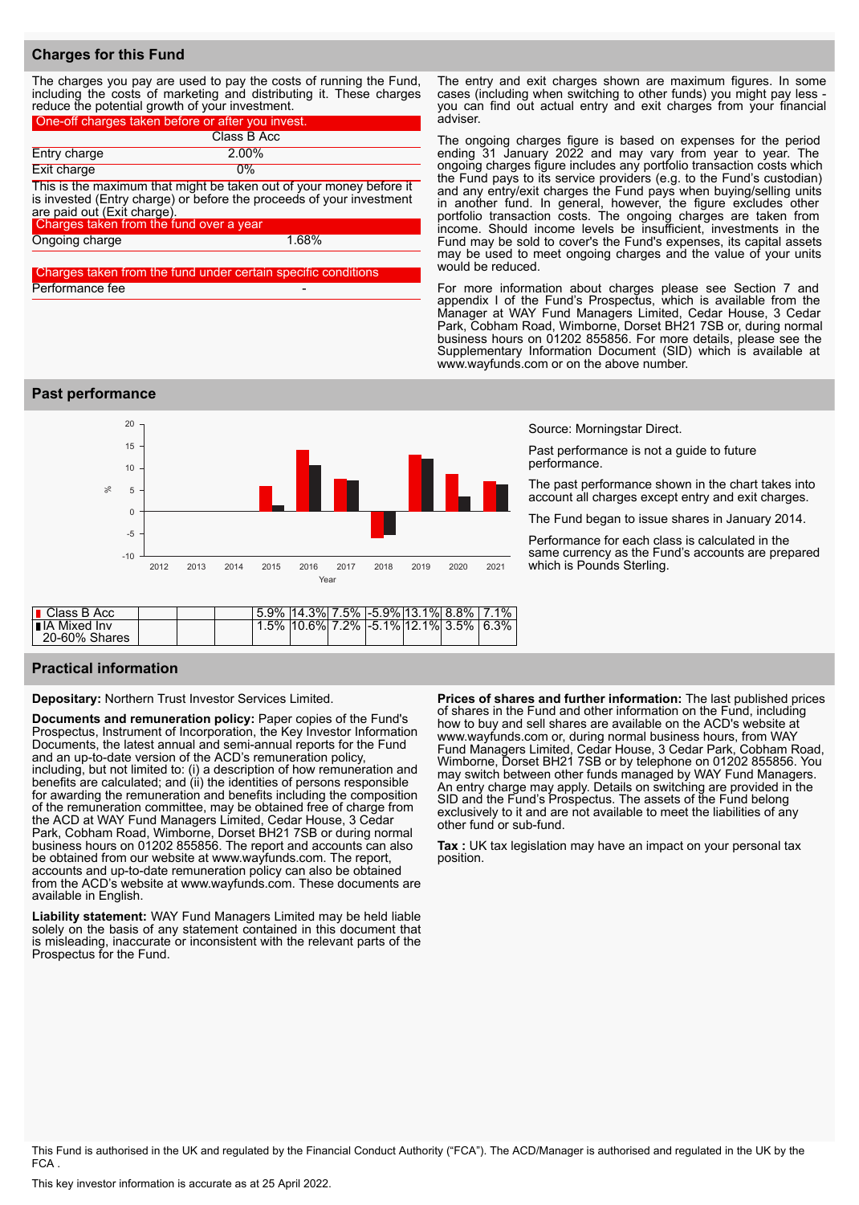## Charges for this Fund

The charges you pay are used to pay the costs of running the Fund, including the costs of marketing and distributing it. These charges reduce the potential growth of your investment.

| One-off charges taken before or after you invest. | |
|---|---|
| | Class B Acc |
| Entry charge | 2.00% |
| Exit charge | 0% |

This is the maximum that might be taken out of your money before it is invested (Entry charge) or before the proceeds of your investment are paid out (Exit charge).

| Charges taken from the fund over a year | |
|---|---|
| Ongoing charge | 1.68% |

| Charges taken from the fund under certain specific conditions | |
|---|---|
| Performance fee | - |

The entry and exit charges shown are maximum figures. In some cases (including when switching to other funds) you might pay less - you can find out actual entry and exit charges from your financial adviser.

The ongoing charges figure is based on expenses for the period ending 31 January 2022 and may vary from year to year. The ongoing charges figure includes any portfolio transaction costs which the Fund pays to its service providers (e.g. to the Fund's custodian) and any entry/exit charges the Fund pays when buying/selling units in another fund. In general, however, the figure excludes other portfolio transaction costs. The ongoing charges are taken from income. Should income levels be insufficient, investments in the Fund may be sold to cover's the Fund's expenses, its capital assets may be used to meet ongoing charges and the value of your units would be reduced.

For more information about charges please see Section 7 and appendix I of the Fund's Prospectus, which is available from the Manager at WAY Fund Managers Limited, Cedar House, 3 Cedar Park, Cobham Road, Wimborne, Dorset BH21 7SB or, during normal business hours on 01202 855856. For more details, please see the Supplementary Information Document (SID) which is available at www.wayfunds.com or on the above number.

## Past performance

20
15
10
5
0
-5
-10
%
2012 2013 2014 2015 2016 2017 2018 2019 2020 2021
Year

| | 2012 | 2013 | 2014 | 2015 | 2016 | 2017 | 2018 | 2019 | 2020 | 2021 |
|---|---|---|---|---|---|---|---|---|---|---|
| Class B Acc | | | | 5.9% | 14.3% | 7.5% | -5.9% | 13.1% | 8.8% | 7.1% |
| IA Mixed Inv 20-60% Shares | | | | 1.5% | 10.6% | 7.2% | -5.1% | 12.1% | 3.5% | 6.3% |

Source: Morningstar Direct.

Past performance is not a guide to future performance.

The past performance shown in the chart takes into account all charges except entry and exit charges.

The Fund began to issue shares in January 2014.

Performance for each class is calculated in the same currency as the Fund's accounts are prepared which is Pounds Sterling.

## Practical information

**Depositary:** Northern Trust Investor Services Limited.

**Documents and remuneration policy:** Paper copies of the Fund's Prospectus, Instrument of Incorporation, the Key Investor Information Documents, the latest annual and semi-annual reports for the Fund and an up-to-date version of the ACD's remuneration policy, including, but not limited to: (i) a description of how remuneration and benefits are calculated; and (ii) the identities of persons responsible for awarding the remuneration and benefits including the composition of the remuneration committee, may be obtained free of charge from the ACD at WAY Fund Managers Limited, Cedar House, 3 Cedar Park, Cobham Road, Wimborne, Dorset BH21 7SB or during normal business hours on 01202 855856. The report and accounts can also be obtained from our website at www.wayfunds.com. The report, accounts and up-to-date remuneration policy can also be obtained from the ACD's website at www.wayfunds.com. These documents are available in English.

**Liability statement:** WAY Fund Managers Limited may be held liable solely on the basis of any statement contained in this document that is misleading, inaccurate or inconsistent with the relevant parts of the Prospectus for the Fund.

**Prices of shares and further information:** The last published prices of shares in the Fund and other information on the Fund, including how to buy and sell shares are available on the ACD's website at www.wayfunds.com or, during normal business hours, from WAY Fund Managers Limited, Cedar House, 3 Cedar Park, Cobham Road, Wimborne, Dorset BH21 7SB or by telephone on 01202 855856. You may switch between other funds managed by WAY Fund Managers. An entry charge may apply. Details on switching are provided in the SID and the Fund's Prospectus. The assets of the Fund belong exclusively to it and are not available to meet the liabilities of any other fund or sub-fund.

**Tax :** UK tax legislation may have an impact on your personal tax position.

This Fund is authorised in the UK and regulated by the Financial Conduct Authority ("FCA"). The ACD/Manager is authorised and regulated in the UK by the FCA .

This key investor information is accurate as at 25 April 2022.